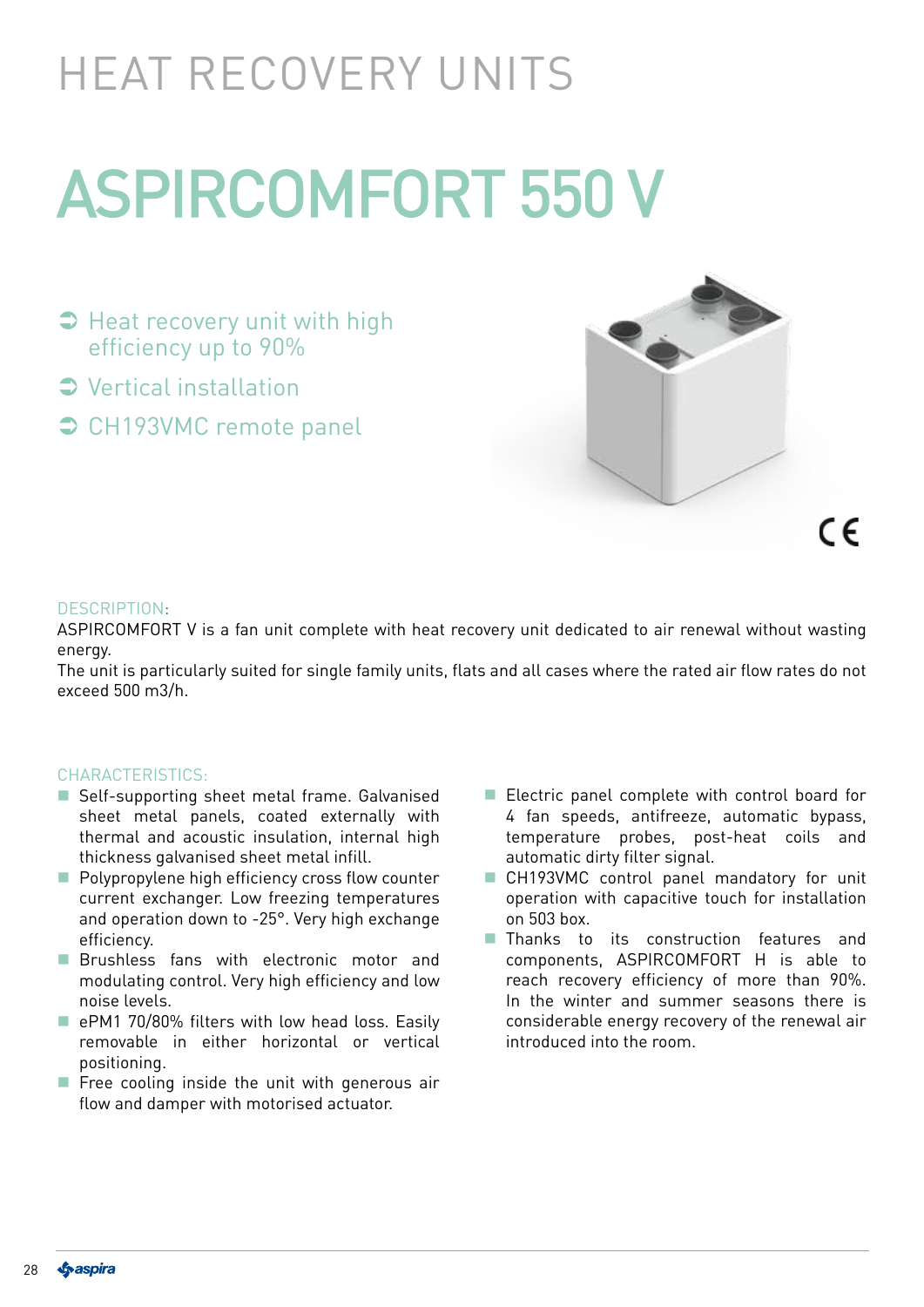# HEAT RECOVERY UNITS

# ASPIRCOMFORT 550 V

- Heat recovery unit with high efficiency up to 90%
- Vertical installation
- CH193VMC remote panel

CE

## DESCRIPTION:

ASPIRCOMFORT V is a fan unit complete with heat recovery unit dedicated to air renewal without wasting energy.
The unit is particularly suited for single family units, flats and all cases where the rated air flow rates do not exceed 500 m3/h.

## CHARACTERISTICS:

- Self-supporting sheet metal frame. Galvanised sheet metal panels, coated externally with thermal and acoustic insulation, internal high thickness galvanised sheet metal infill.
- Polypropylene high efficiency cross flow counter current exchanger. Low freezing temperatures and operation down to -25°. Very high exchange efficiency.
- Brushless fans with electronic motor and modulating control. Very high efficiency and low noise levels.
- ePM1 70/80% filters with low head loss. Easily removable in either horizontal or vertical positioning.
- Free cooling inside the unit with generous air flow and damper with motorised actuator.
- Electric panel complete with control board for 4 fan speeds, antifreeze, automatic bypass, temperature probes, post-heat coils and automatic dirty filter signal.
- CH193VMC control panel mandatory for unit operation with capacitive touch for installation on 503 box.
- Thanks to its construction features and components, ASPIRCOMFORT H is able to reach recovery efficiency of more than 90%. In the winter and summer seasons there is considerable energy recovery of the renewal air introduced into the room.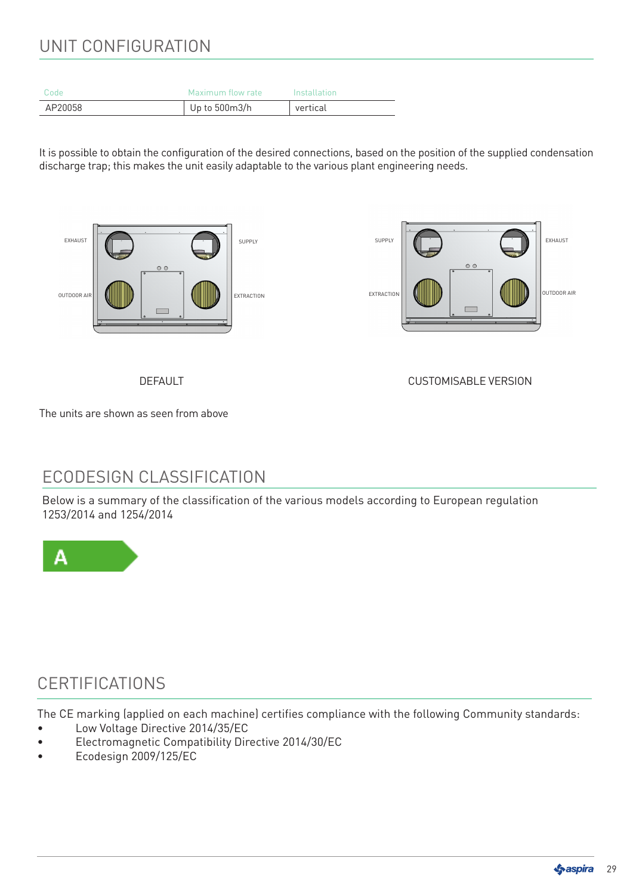# UNIT CONFIGURATION

| Code | Maximum flow rate | Installation |
|---|---|---|
| AP20058 | Up to 500m3/h | vertical |

It is possible to obtain the configuration of the desired connections, based on the position of the supplied condensation discharge trap; this makes the unit easily adaptable to the various plant engineering needs.

EXHAUST SUPPLY OUTDOOR AIR EXTRACTION

DEFAULT

SUPPLY EXHAUST EXTRACTION OUTDOOR AIR

CUSTOMISABLE VERSION

The units are shown as seen from above

# ECODESIGN CLASSIFICATION

Below is a summary of the classification of the various models according to European regulation 1253/2014 and 1254/2014

A

# CERTIFICATIONS

The CE marking (applied on each machine) certifies compliance with the following Community standards:

- Low Voltage Directive 2014/35/EC
- Electromagnetic Compatibility Directive 2014/30/EC
- Ecodesign 2009/125/EC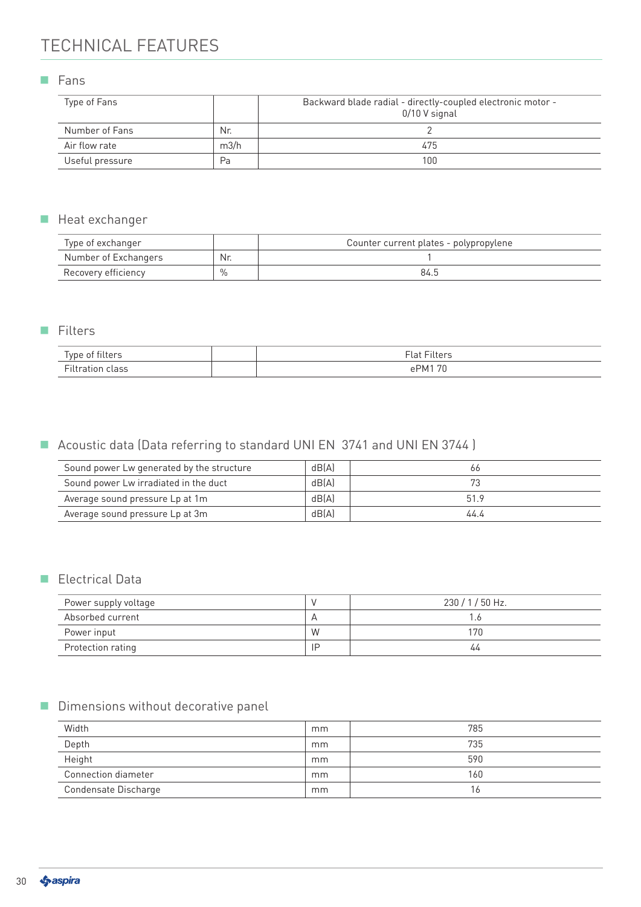# TECHNICAL FEATURES

## Fans

| Type of Fans | | Backward blade radial - directly-coupled electronic motor - 0/10 V signal |
|---|---|---|
| Number of Fans | Nr. | 2 |
| Air flow rate | m3/h | 475 |
| Useful pressure | Pa | 100 |

## Heat exchanger

| Type of exchanger | | Counter current plates - polypropylene |
|---|---|---|
| Number of Exchangers | Nr. | 1 |
| Recovery efficiency | % | 84.5 |

## Filters

| Type of filters | | Flat Filters |
|---|---|---|
| Filtration class | | ePM1 70 |

## Acoustic data (Data referring to standard UNI EN 3741 and UNI EN 3744 )

| Sound power Lw generated by the structure | dB(A) | 66 |
|---|---|---|
| Sound power Lw irradiated in the duct | dB(A) | 73 |
| Average sound pressure Lp at 1m | dB(A) | 51.9 |
| Average sound pressure Lp at 3m | dB(A) | 44.4 |

## Electrical Data

| Power supply voltage | V | 230 / 1 / 50 Hz. |
|---|---|---|
| Absorbed current | A | 1.6 |
| Power input | W | 170 |
| Protection rating | IP | 44 |

## Dimensions without decorative panel

| Width | mm | 785 |
|---|---|---|
| Depth | mm | 735 |
| Height | mm | 590 |
| Connection diameter | mm | 160 |
| Condensate Discharge | mm | 16 |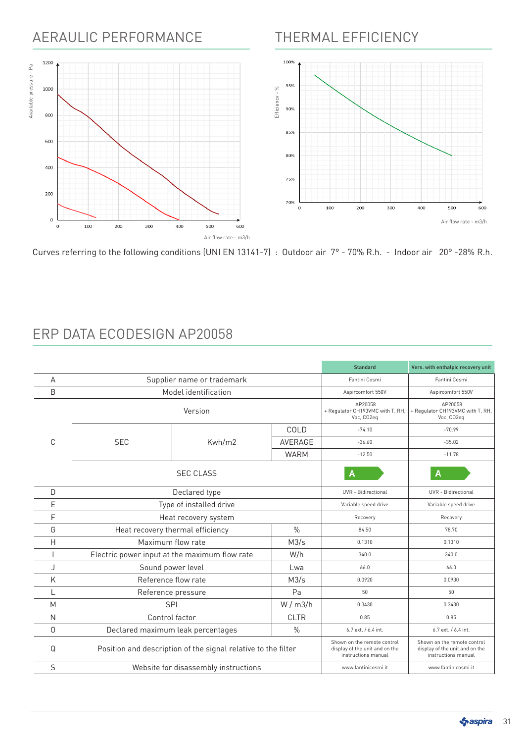## AERAULIC PERFORMANCE

Available pressure - Pa

Air flow rate - m3/h

## THERMAL EFFICIENCY

Efficiency - %

Air flow rate - m3/h

Curves referring to the following conditions (UNI EN 13141-7) : Outdoor air 7° - 70% R.h. - Indoor air 20° -28% R.h.

## ERP DATA ECODESIGN AP20058

| | | | | Standard | Vers. with enthalpic recovery unit |
|---|---|---|---|---|---|
| A | Supplier name or trademark | | | Fantini Cosmi | Fantini Cosmi |
| B | Model identification | | | Aspircomfort 550V | Aspircomfort 550V |
| C | Version | | | AP20058 + Regulator CH193VMC with T, RH, Voc, CO2eq | AP20058 + Regulator CH193VMC with T, RH, Voc, CO2eq |
| | SEC | Kwh/m2 | COLD | -74.10 | -70.99 |
| | | | AVERAGE | -36.60 | -35.02 |
| | | | WARM | -12.50 | -11.78 |
| | SEC CLASS | | | A | A |
| D | Declared type | | | UVR - Bidirectional | UVR - Bidirectional |
| E | Type of installed drive | | | Variable speed drive | Variable speed drive |
| F | Heat recovery system | | | Recovery | Recovery |
| G | Heat recovery thermal efficiency | | % | 84.50 | 78.70 |
| H | Maximum flow rate | | M3/s | 0.1310 | 0.1310 |
| I | Electric power input at the maximum flow rate | | W/h | 340.0 | 340.0 |
| J | Sound power level | | Lwa | 66.0 | 66.0 |
| K | Reference flow rate | | M3/s | 0.0920 | 0.0930 |
| L | Reference pressure | | Pa | 50 | 50 |
| M | SPI | | W / m3/h | 0.3430 | 0.3430 |
| N | Control factor | | CLTR | 0.85 | 0.85 |
| O | Declared maximum leak percentages | | % | 6.7 ext. / 6.4 int. | 6.7 ext. / 6.4 int. |
| Q | Position and description of the signal relative to the filter | | | Shown on the remote control display of the unit and on the instructions manual | Shown on the remote control display of the unit and on the instructions manual |
| S | Website for disassembly instructions | | | www.fantinicosmi.it | www.fantinicosmi.it |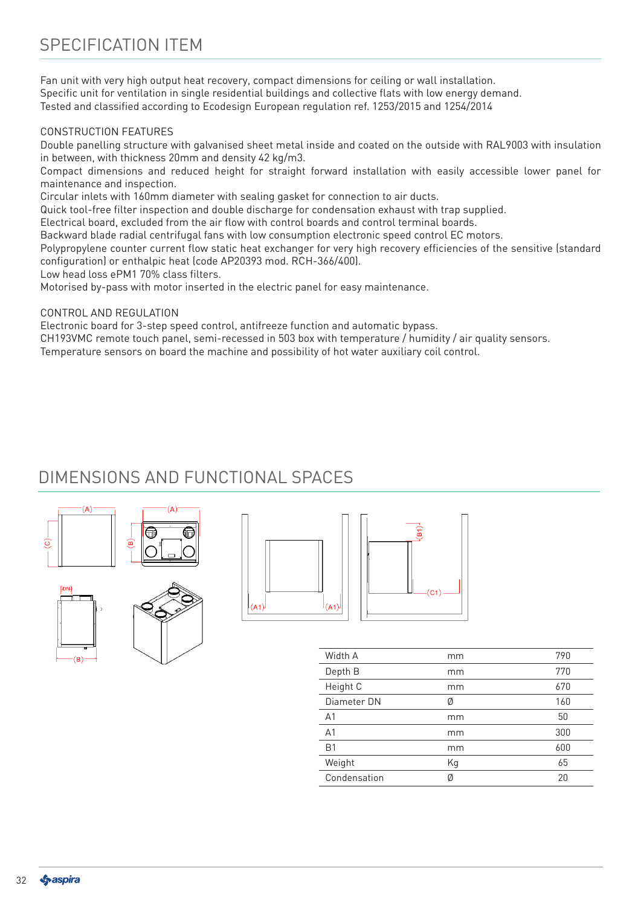## SPECIFICATION ITEM

Fan unit with very high output heat recovery, compact dimensions for ceiling or wall installation.
Specific unit for ventilation in single residential buildings and collective flats with low energy demand.
Tested and classified according to Ecodesign European regulation ref. 1253/2015 and 1254/2014

### CONSTRUCTION FEATURES

Double panelling structure with galvanised sheet metal inside and coated on the outside with RAL9003 with insulation in between, with thickness 20mm and density 42 kg/m3.
Compact dimensions and reduced height for straight forward installation with easily accessible lower panel for maintenance and inspection.
Circular inlets with 160mm diameter with sealing gasket for connection to air ducts.
Quick tool-free filter inspection and double discharge for condensation exhaust with trap supplied.
Electrical board, excluded from the air flow with control boards and control terminal boards.
Backward blade radial centrifugal fans with low consumption electronic speed control EC motors.
Polypropylene counter current flow static heat exchanger for very high recovery efficiencies of the sensitive (standard configuration) or enthalpic heat (code AP20393 mod. RCH-366/400).
Low head loss ePM1 70% class filters.
Motorised by-pass with motor inserted in the electric panel for easy maintenance.

### CONTROL AND REGULATION

Electronic board for 3-step speed control, antifreeze function and automatic bypass.
CH193VMC remote touch panel, semi-recessed in 503 box with temperature / humidity / air quality sensors.
Temperature sensors on board the machine and possibility of hot water auxiliary coil control.

## DIMENSIONS AND FUNCTIONAL SPACES

| | | |
|---|---|---|
| Width A | mm | 790 |
| Depth B | mm | 770 |
| Height C | mm | 670 |
| Diameter DN | Ø | 160 |
| A1 | mm | 50 |
| A1 | mm | 300 |
| B1 | mm | 600 |
| Weight | Kg | 65 |
| Condensation | Ø | 20 |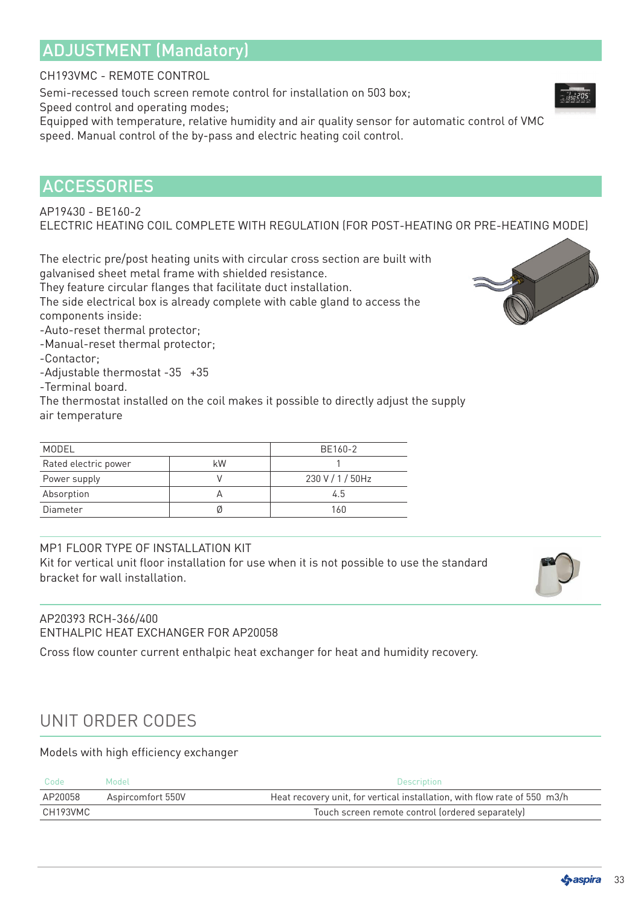## ADJUSTMENT (Mandatory)

CH193VMC - REMOTE CONTROL

Semi-recessed touch screen remote control for installation on 503 box;
Speed control and operating modes;
Equipped with temperature, relative humidity and air quality sensor for automatic control of VMC speed. Manual control of the by-pass and electric heating coil control.

## ACCESSORIES

AP19430 - BE160-2
ELECTRIC HEATING COIL COMPLETE WITH REGULATION (FOR POST-HEATING OR PRE-HEATING MODE)

The electric pre/post heating units with circular cross section are built with galvanised sheet metal frame with shielded resistance.
They feature circular flanges that facilitate duct installation.
The side electrical box is already complete with cable gland to access the components inside:
-Auto-reset thermal protector;
-Manual-reset thermal protector;
-Contactor;
-Adjustable thermostat -35 +35
-Terminal board.
The thermostat installed on the coil makes it possible to directly adjust the supply air temperature

| MODEL | | BE160-2 |
|---|---|---|
| Rated electric power | kW | 1 |
| Power supply | V | 230 V / 1 / 50Hz |
| Absorption | A | 4.5 |
| Diameter | Ø | 160 |

MP1 FLOOR TYPE OF INSTALLATION KIT
Kit for vertical unit floor installation for use when it is not possible to use the standard bracket for wall installation.

AP20393 RCH-366/400
ENTHALPIC HEAT EXCHANGER FOR AP20058

Cross flow counter current enthalpic heat exchanger for heat and humidity recovery.

## UNIT ORDER CODES

Models with high efficiency exchanger

| Code | Model | Description |
|---|---|---|
| AP20058 | Aspircomfort 550V | Heat recovery unit, for vertical installation, with flow rate of 550 m3/h |
| CH193VMC | | Touch screen remote control (ordered separately) |